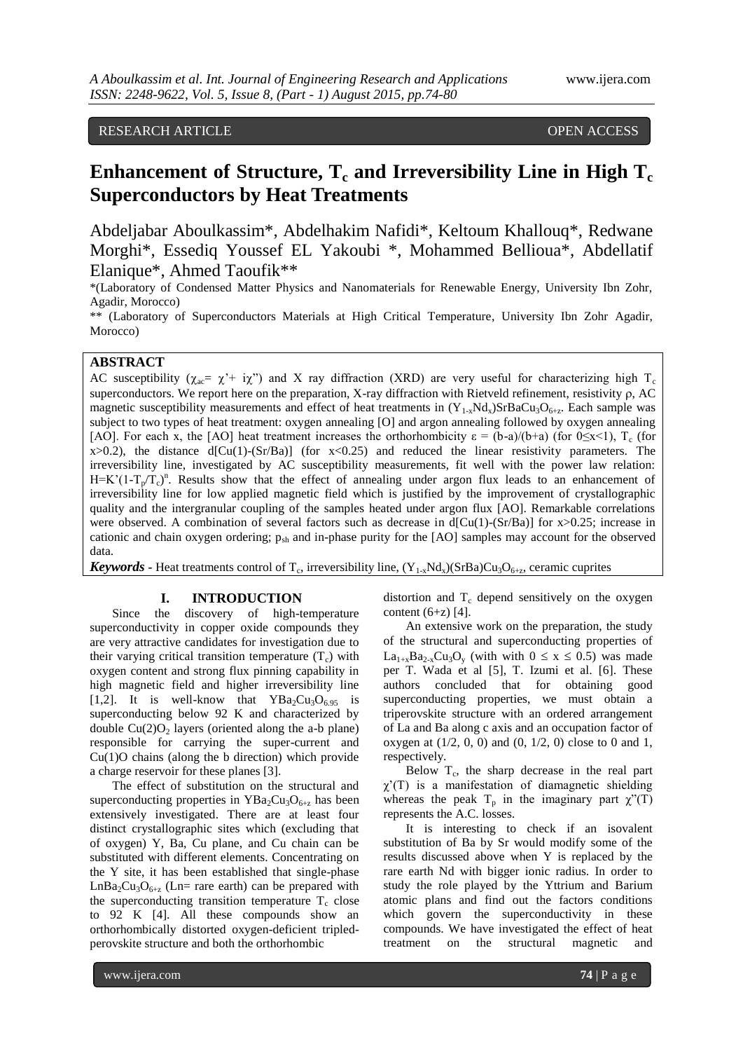RESEARCH ARTICLE OPEN ACCESS

# Enhancement of Structure, $T_c$ and Irreversibility Line in High $T_c$ Superconductors by Heat Treatments

Abdeljabar Aboulkassim*, Abdelhakim Nafidi*, Keltoum Khallouq*, Redwane Morghi*, Essediq Youssef EL Yakoubi *, Mohammed Bellioua*, Abdellatif Elanique*, Ahmed Taoufik**

*(Laboratory of Condensed Matter Physics and Nanomaterials for Renewable Energy, University Ibn Zohr, Agadir, Morocco)

** (Laboratory of Superconductors Materials at High Critical Temperature, University Ibn Zohr Agadir, Morocco)

## ABSTRACT

AC susceptibility ($\chi_{ac}= \chi' + i\chi''$) and X ray diffraction (XRD) are very useful for characterizing high $T_c$ superconductors. We report here on the preparation, X-ray diffraction with Rietveld refinement, resistivity ρ, AC magnetic susceptibility measurements and effect of heat treatments in $(Y_{1-x}Nd_x)SrBaCu_3O_{6+z}$. Each sample was subject to two types of heat treatment: oxygen annealing [O] and argon annealing followed by oxygen annealing [AO]. For each x, the [AO] heat treatment increases the orthorhombicity $\varepsilon = (b-a)/(b+a)$ (for $0 \le x < 1$), $T_c$ (for $x > 0.2$), the distance d[Cu(1)-(Sr/Ba)] (for $x < 0.25$) and reduced the linear resistivity parameters. The irreversibility line, investigated by AC susceptibility measurements, fit well with the power law relation: $H=K'(1-T_p/T_c)^n$. Results show that the effect of annealing under argon flux leads to an enhancement of irreversibility line for low applied magnetic field which is justified by the improvement of crystallographic quality and the intergranular coupling of the samples heated under argon flux [AO]. Remarkable correlations were observed. A combination of several factors such as decrease in d[Cu(1)-(Sr/Ba)] for $x > 0.25$; increase in cationic and chain oxygen ordering; $p_{sh}$ and in-phase purity for the [AO] samples may account for the observed data.

***Keywords*** - Heat treatments control of $T_c$, irreversibility line, $(Y_{1-x}Nd_x)(SrBa)Cu_3O_{6+z}$, ceramic cuprites

## I. INTRODUCTION

Since the discovery of high-temperature superconductivity in copper oxide compounds they are very attractive candidates for investigation due to their varying critical transition temperature ($T_c$) with oxygen content and strong flux pinning capability in high magnetic field and higher irreversibility line [1,2]. It is well-know that $YBa_2Cu_3O_{6.95}$ is superconducting below 92 K and characterized by double $Cu(2)O_2$ layers (oriented along the a-b plane) responsible for carrying the super-current and Cu(1)O chains (along the b direction) which provide a charge reservoir for these planes [3].

The effect of substitution on the structural and superconducting properties in $YBa_2Cu_3O_{6+z}$ has been extensively investigated. There are at least four distinct crystallographic sites which (excluding that of oxygen) Y, Ba, Cu plane, and Cu chain can be substituted with different elements. Concentrating on the Y site, it has been established that single-phase $LnBa_2Cu_3O_{6+z}$ (Ln= rare earth) can be prepared with the superconducting transition temperature $T_c$ close to 92 K [4]. All these compounds show an orthorhombically distorted oxygen-deficient tripled-perovskite structure and both the orthorhombic distortion and $T_c$ depend sensitively on the oxygen content (6+z) [4].

An extensive work on the preparation, the study of the structural and superconducting properties of $La_{1+x}Ba_{2-x}Cu_3O_y$ (with with $0 \le x \le 0.5$) was made per T. Wada et al [5], T. Izumi et al. [6]. These authors concluded that for obtaining good superconducting properties, we must obtain a triperovskite structure with an ordered arrangement of La and Ba along c axis and an occupation factor of oxygen at (1/2, 0, 0) and (0, 1/2, 0) close to 0 and 1, respectively.

Below $T_c$, the sharp decrease in the real part $\chi'(T)$ is a manifestation of diamagnetic shielding whereas the peak $T_p$ in the imaginary part $\chi''(T)$ represents the A.C. losses.

It is interesting to check if an isovalent substitution of Ba by Sr would modify some of the results discussed above when Y is replaced by the rare earth Nd with bigger ionic radius. In order to study the role played by the Yttrium and Barium atomic plans and find out the factors conditions which govern the superconductivity in these compounds. We have investigated the effect of heat treatment on the structural magnetic and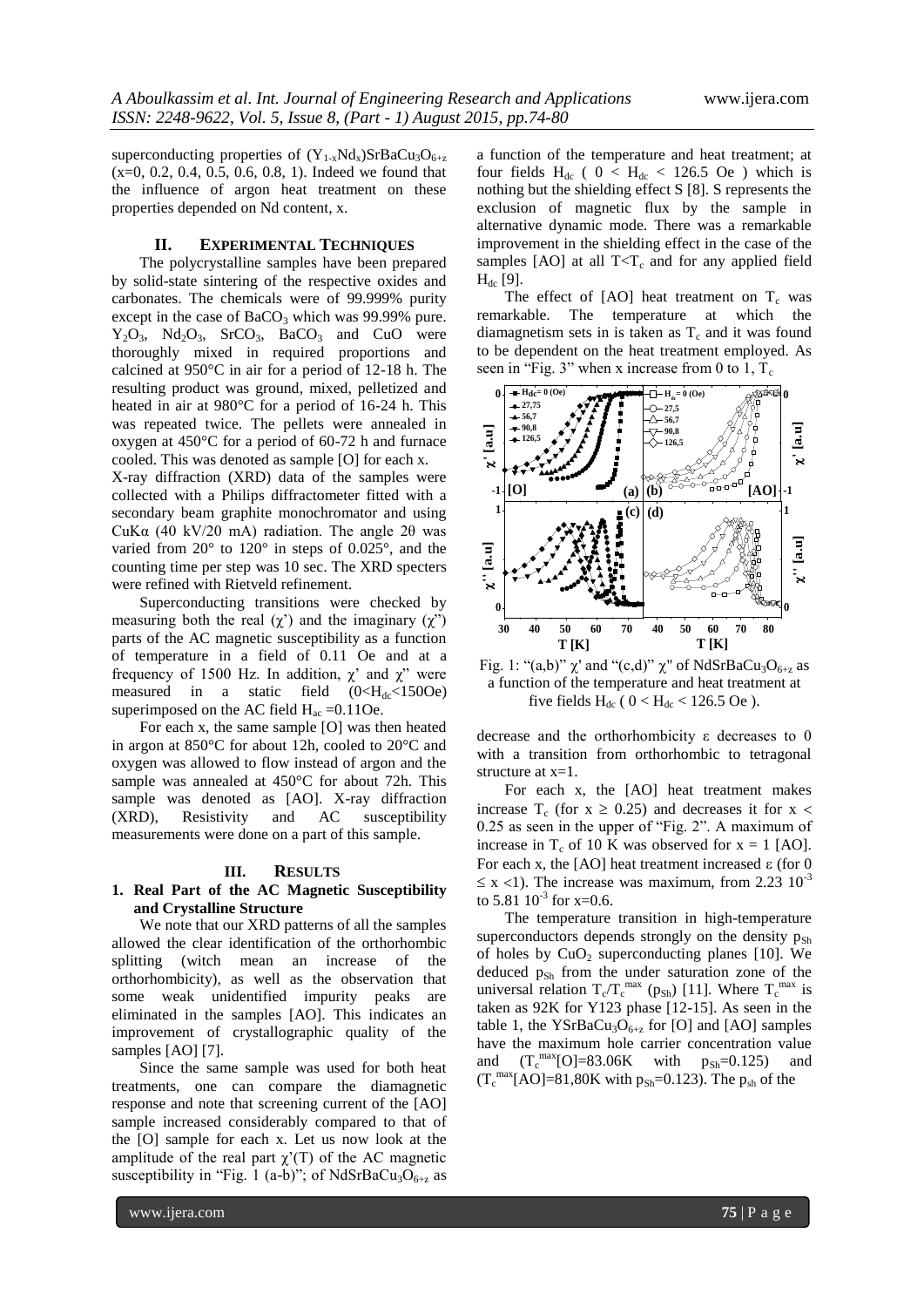superconducting properties of $(Y_{1-x}Nd_x)SrBaCu_3O_{6+z}$ (x=0, 0.2, 0.4, 0.5, 0.6, 0.8, 1). Indeed we found that the influence of argon heat treatment on these properties depended on Nd content, x.

## II. EXPERIMENTAL TECHNIQUES

The polycrystalline samples have been prepared by solid-state sintering of the respective oxides and carbonates. The chemicals were of 99.999% purity except in the case of $BaCO_3$ which was 99.99% pure. $Y_2O_3$, $Nd_2O_3$, $SrCO_3$, $BaCO_3$ and CuO were thoroughly mixed in required proportions and calcined at 950°C in air for a period of 12-18 h. The resulting product was ground, mixed, pelletized and heated in air at 980°C for a period of 16-24 h. This was repeated twice. The pellets were annealed in oxygen at 450°C for a period of 60-72 h and furnace cooled. This was denoted as sample [O] for each x.

X-ray diffraction (XRD) data of the samples were collected with a Philips diffractometer fitted with a secondary beam graphite monochromator and using CuKα (40 kV/20 mA) radiation. The angle 2θ was varied from 20° to 120° in steps of 0.025°, and the counting time per step was 10 sec. The XRD specters were refined with Rietveld refinement.

Superconducting transitions were checked by measuring both the real (χ') and the imaginary (χ") parts of the AC magnetic susceptibility as a function of temperature in a field of 0.11 Oe and at a frequency of 1500 Hz. In addition, χ' and χ" were measured in a static field ($0<H_{dc}<150$Oe) superimposed on the AC field $H_{ac}$ =0.11Oe.

For each x, the same sample [O] was then heated in argon at 850°C for about 12h, cooled to 20°C and oxygen was allowed to flow instead of argon and the sample was annealed at 450°C for about 72h. This sample was denoted as [AO]. X-ray diffraction (XRD), Resistivity and AC susceptibility measurements were done on a part of this sample.

## III. RESULTS

### 1. Real Part of the AC Magnetic Susceptibility and Crystalline Structure

We note that our XRD patterns of all the samples allowed the clear identification of the orthorhombic splitting (witch mean an increase of the orthorhombicity), as well as the observation that some weak unidentified impurity peaks are eliminated in the samples [AO]. This indicates an improvement of crystallographic quality of the samples [AO] [7].

Since the same sample was used for both heat treatments, one can compare the diamagnetic response and note that screening current of the [AO] sample increased considerably compared to that of the [O] sample for each x. Let us now look at the amplitude of the real part χ'(T) of the AC magnetic susceptibility in "Fig. 1 (a-b)"; of $NdSrBaCu_3O_{6+z}$ as a function of the temperature and heat treatment; at four fields $H_{dc}$ ( $0 < H_{dc} < 126.5$ Oe ) which is nothing but the shielding effect S [8]. S represents the exclusion of magnetic flux by the sample in alternative dynamic mode. There was a remarkable improvement in the shielding effect in the case of the samples [AO] at all $T<T_c$ and for any applied field $H_{dc}$ [9].

The effect of [AO] heat treatment on $T_c$ was remarkable. The temperature at which the diamagnetism sets in is taken as $T_c$ and it was found to be dependent on the heat treatment employed. As seen in "Fig. 3" when x increase from 0 to 1, $T_c$ decrease and the orthorhombicity ε decreases to 0 with a transition from orthorhombic to tetragonal structure at x=1.

Fig. 1: "(a,b)" χ' and "(c,d)" χ" of $NdSrBaCu_3O_{6+z}$ as a function of the temperature and heat treatment at five fields $H_{dc}$ ( $0 < H_{dc} < 126.5$ Oe ).

For each x, the [AO] heat treatment makes increase $T_c$ (for $x \geq 0.25$) and decreases it for $x < 0.25$ as seen in the upper of "Fig. 2". A maximum of increase in $T_c$ of 10 K was observed for x = 1 [AO]. For each x, the [AO] heat treatment increased ε (for $0 \leq x < 1$). The increase was maximum, from 2.23 $10^{-3}$ to 5.81 $10^{-3}$ for x=0.6.

The temperature transition in high-temperature superconductors depends strongly on the density $p_{Sh}$ of holes by $CuO_2$ superconducting planes [10]. We deduced $p_{Sh}$ from the under saturation zone of the universal relation $T_c/T_c^{max}$ ($p_{Sh}$) [11]. Where $T_c^{max}$ is taken as 92K for Y123 phase [12-15]. As seen in the table 1, the $YSrBaCu_3O_{6+z}$ for [O] and [AO] samples have the maximum hole carrier concentration value and ($T_c^{max}$[O]=83.06K with $p_{Sh}$=0.125) and ($T_c^{max}$[AO]=81,80K with $p_{Sh}$=0.123). The $p_{sh}$ of the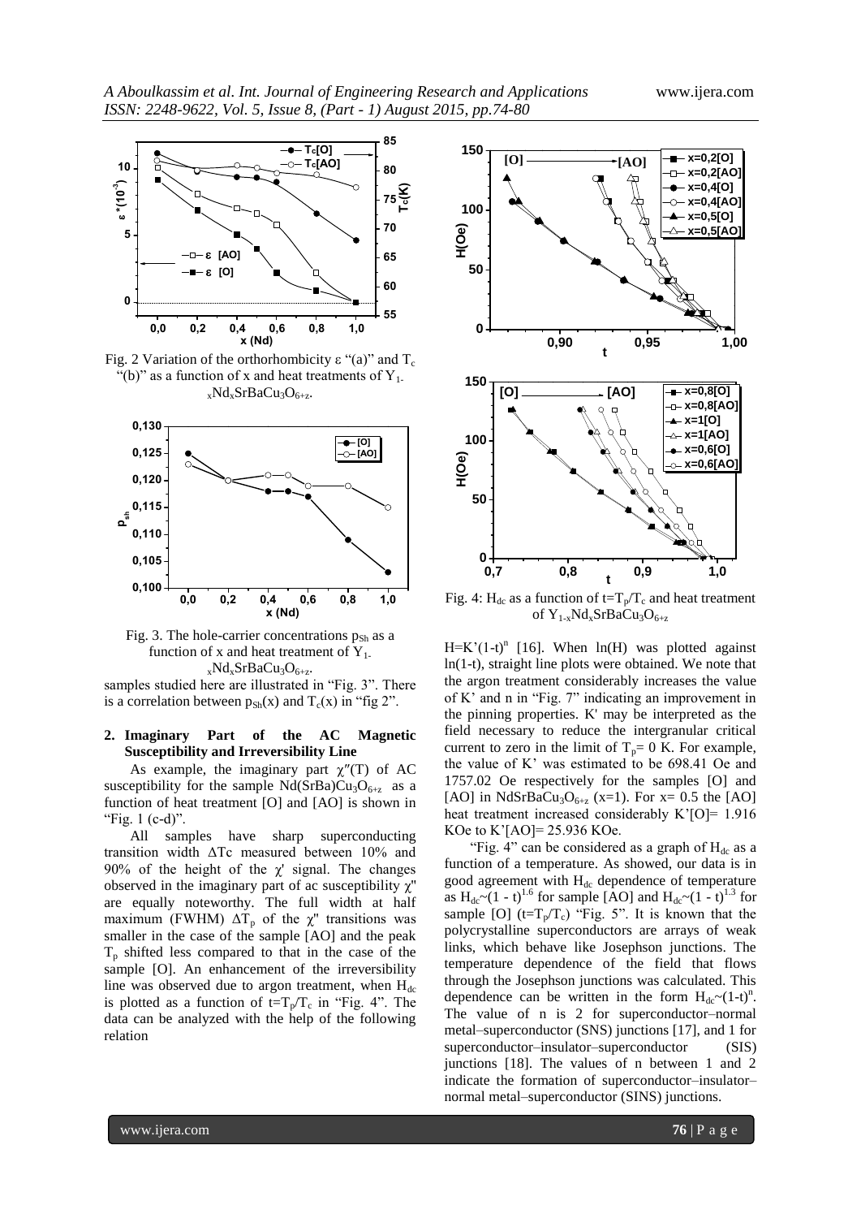Fig. 2 Variation of the orthorhombicity ε "(a)" and $T_c$ "(b)" as a function of x and heat treatments of $Y_{1-x}Nd_xSrBaCu_3O_{6+z}$.

Fig. 3. The hole-carrier concentrations $p_{Sh}$ as a function of x and heat treatment of $Y_{1-x}Nd_xSrBaCu_3O_{6+z}$.

samples studied here are illustrated in "Fig. 3". There is a correlation between $p_{Sh}(x)$ and $T_c(x)$ in "fig 2".

## 2. Imaginary Part of the AC Magnetic Susceptibility and Irreversibility Line

As example, the imaginary part $\chi''(T)$ of AC susceptibility for the sample $Nd(SrBa)Cu_3O_{6+z}$ as a function of heat treatment [O] and [AO] is shown in "Fig. 1 (c-d)".

All samples have sharp superconducting transition width ΔTc measured between 10% and 90% of the height of the χ' signal. The changes observed in the imaginary part of ac susceptibility χ" are equally noteworthy. The full width at half maximum (FWHM) $\Delta T_p$ of the χ" transitions was smaller in the case of the sample [AO] and the peak $T_p$ shifted less compared to that in the case of the sample [O]. An enhancement of the irreversibility line was observed due to argon treatment, when $H_{dc}$ is plotted as a function of $t=T_p/T_c$ in "Fig. 4". The data can be analyzed with the help of the following relation

Fig. 4: $H_{dc}$ as a function of $t=T_p/T_c$ and heat treatment of $Y_{1-x}Nd_xSrBaCu_3O_{6+z}$

$H=K'(1-t)^n$ [16]. When ln(H) was plotted against ln(1-t), straight line plots were obtained. We note that the argon treatment considerably increases the value of K' and n in "Fig. 7" indicating an improvement in the pinning properties. K' may be interpreted as the field necessary to reduce the intergranular critical current to zero in the limit of $T_p= 0$ K. For example, the value of K' was estimated to be 698.41 Oe and 1757.02 Oe respectively for the samples [O] and [AO] in $NdSrBaCu_3O_{6+z}$ (x=1). For x= 0.5 the [AO] heat treatment increased considerably K'[O]= 1.916 KOe to K'[AO]= 25.936 KOe.

"Fig. 4" can be considered as a graph of $H_{dc}$ as a function of a temperature. As showed, our data is in good agreement with $H_{dc}$ dependence of temperature as $H_{dc}\sim(1 - t)^{1.6}$ for sample [AO] and $H_{dc}\sim(1 - t)^{1.3}$ for sample [O] ($t=T_p/T_c$) "Fig. 5". It is known that the polycrystalline superconductors are arrays of weak links, which behave like Josephson junctions. The temperature dependence of the field that flows through the Josephson junctions was calculated. This dependence can be written in the form $H_{dc}\sim(1-t)^n$. The value of n is 2 for superconductor–normal metal–superconductor (SNS) junctions [17], and 1 for superconductor–insulator–superconductor (SIS) junctions [18]. The values of n between 1 and 2 indicate the formation of superconductor–insulator–normal metal–superconductor (SINS) junctions.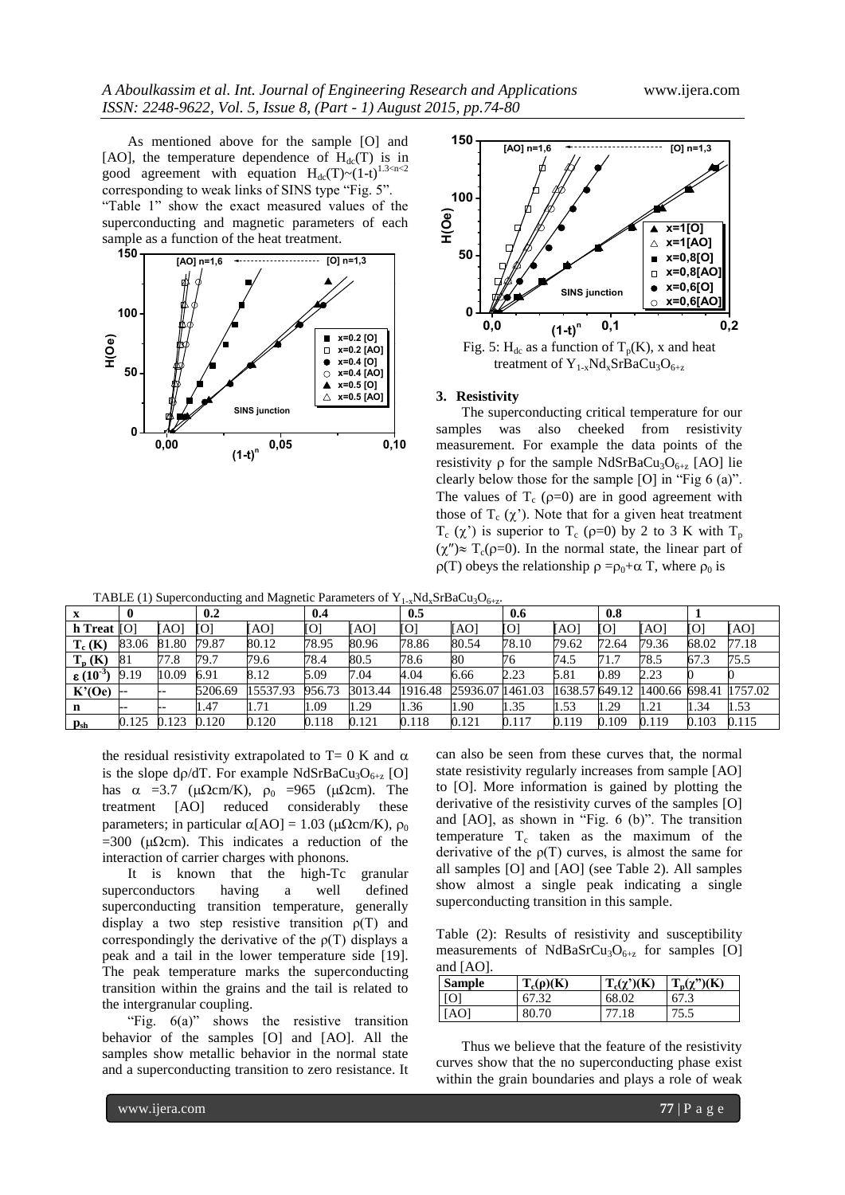As mentioned above for the sample [O] and [AO], the temperature dependence of $H_{dc}(T)$ is in good agreement with equation $H_{dc}(T)\sim(1-t)^{1.3<n<2}$ corresponding to weak links of SINS type "Fig. 5". "Table 1" show the exact measured values of the superconducting and magnetic parameters of each sample as a function of the heat treatment.

Fig. 5: $H_{dc}$ as a function of $T_p$(K), x and heat treatment of $Y_{1-x}Nd_xSrBaCu_3O_{6+z}$

## 3. Resistivity

The superconducting critical temperature for our samples was also cheeked from resistivity measurement. For example the data points of the resistivity ρ for the sample $NdSrBaCu_3O_{6+z}$ [AO] lie clearly below those for the sample [O] in "Fig 6 (a)". The values of $T_c$ (ρ=0) are in good agreement with those of $T_c$ (χ'). Note that for a given heat treatment $T_c$ (χ') is superior to $T_c$ (ρ=0) by 2 to 3 K with $T_p$ (χ″)≈ $T_c$(ρ=0). In the normal state, the linear part of ρ(T) obeys the relationship $\rho=\rho_0+\alpha T$, where $\rho_0$ is the residual resistivity extrapolated to T= 0 K and α is the slope dρ/dT. For example $NdSrBaCu_3O_{6+z}$ [O] has α =3.7 (μΩcm/K), $\rho_0$ =965 (μΩcm). The treatment [AO] reduced considerably these parameters; in particular α[AO] = 1.03 (μΩcm/K), $\rho_0$ =300 (μΩcm). This indicates a reduction of the interaction of carrier charges with phonons.

TABLE (1) Superconducting and Magnetic Parameters of $Y_{1-x}Nd_xSrBaCu_3O_{6+z}$.

| x | 0 | | 0.2 | | 0.4 | | 0.5 | | 0.6 | | 0.8 | | 1 | |
|---|---|---|---|---|---|---|---|---|---|---|---|---|---|---|
| h Treat | [O] | [AO] | [O] | [AO] | [O] | [AO] | [O] | [AO] | [O] | [AO] | [O] | [AO] | [O] | [AO] |
| $T_c$ (K) | 83.06 | 81.80 | 79.87 | 80.12 | 78.95 | 80.96 | 78.86 | 80.54 | 78.10 | 79.62 | 72.64 | 79.36 | 68.02 | 77.18 |
| $T_p$ (K) | 81 | 77.8 | 79.7 | 79.6 | 78.4 | 80.5 | 78.6 | 80 | 76 | 74.5 | 71.7 | 78.5 | 67.3 | 75.5 |
| ε ($10^{-3}$) | 9.19 | 10.09 | 6.91 | 8.12 | 5.09 | 7.04 | 4.04 | 6.66 | 2.23 | 5.81 | 0.89 | 2.23 | 0 | 0 |
| K'(Oe) | -- | -- | 5206.69 | 15537.93 | 956.73 | 3013.44 | 1916.48 | 25936.07 | 1461.03 | 1638.57 | 649.12 | 1400.66 | 698.41 | 1757.02 |
| n | -- | -- | 1.47 | 1.71 | 1.09 | 1.29 | 1.36 | 1.90 | 1.35 | 1.53 | 1.29 | 1.21 | 1.34 | 1.53 |
| $p_{sh}$ | 0.125 | 0.123 | 0.120 | 0.120 | 0.118 | 0.121 | 0.118 | 0.121 | 0.117 | 0.119 | 0.109 | 0.119 | 0.103 | 0.115 |

It is known that the high-Tc granular superconductors having a well defined superconducting transition temperature, generally display a two step resistive transition ρ(T) and correspondingly the derivative of the ρ(T) displays a peak and a tail in the lower temperature side [19]. The peak temperature marks the superconducting transition within the grains and the tail is related to the intergranular coupling.

"Fig. 6(a)" shows the resistive transition behavior of the samples [O] and [AO]. All the samples show metallic behavior in the normal state and a superconducting transition to zero resistance. It can also be seen from these curves that, the normal state resistivity regularly increases from sample [AO] to [O]. More information is gained by plotting the derivative of the resistivity curves of the samples [O] and [AO], as shown in "Fig. 6 (b)". The transition temperature $T_c$ taken as the maximum of the derivative of the ρ(T) curves, is almost the same for all samples [O] and [AO] (see Table 2). All samples show almost a single peak indicating a single superconducting transition in this sample.

Table (2): Results of resistivity and susceptibility measurements of $NdBaSrCu_3O_{6+z}$ for samples [O] and [AO].

| Sample | $T_c$(ρ)(K) | $T_c$(χ')(K) | $T_p$(χ")(K) |
|---|---|---|---|
| [O] | 67.32 | 68.02 | 67.3 |
| [AO] | 80.70 | 77.18 | 75.5 |

Thus we believe that the feature of the resistivity curves show that the no superconducting phase exist within the grain boundaries and plays a role of weak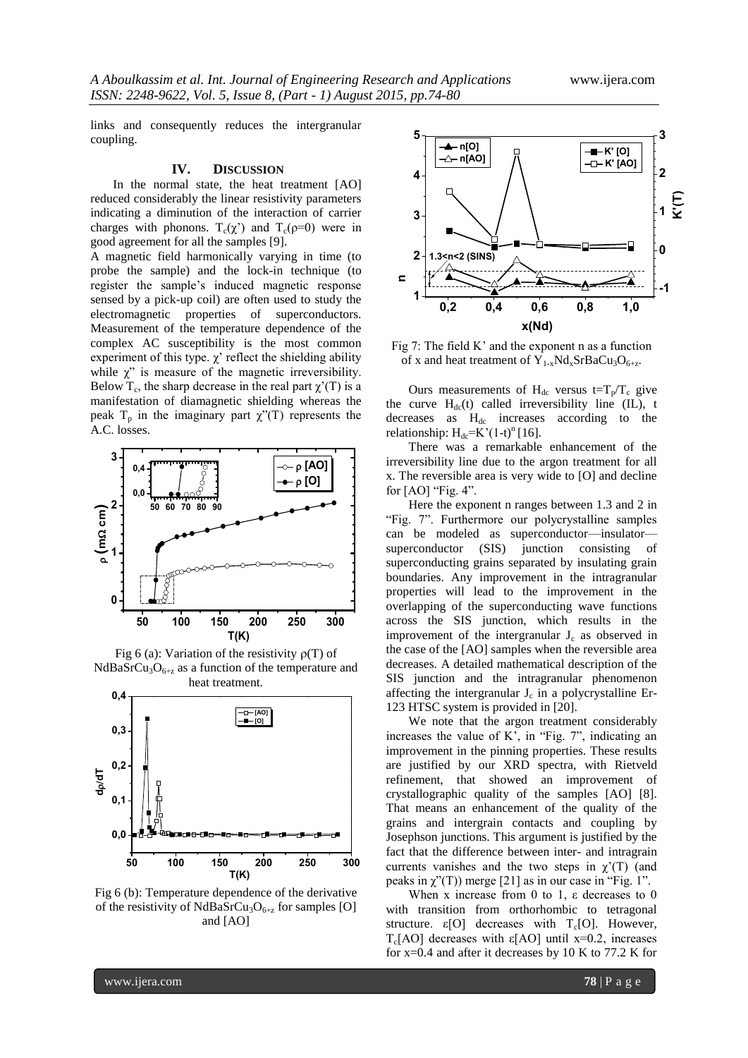links and consequently reduces the intergranular coupling.

## IV. DISCUSSION

In the normal state, the heat treatment [AO] reduced considerably the linear resistivity parameters indicating a diminution of the interaction of carrier charges with phonons. $T_c(\chi')$ and $T_c(\rho=0)$ were in good agreement for all the samples [9].

A magnetic field harmonically varying in time (to probe the sample) and the lock-in technique (to register the sample's induced magnetic response sensed by a pick-up coil) are often used to study the electromagnetic properties of superconductors. Measurement of the temperature dependence of the complex AC susceptibility is the most common experiment of this type. $\chi'$ reflect the shielding ability while $\chi''$ is measure of the magnetic irreversibility. Below $T_c$, the sharp decrease in the real part $\chi'(T)$ is a manifestation of diamagnetic shielding whereas the peak $T_p$ in the imaginary part $\chi''(T)$ represents the A.C. losses.

Fig 6 (a): Variation of the resistivity $\rho(T)$ of $NdBaSrCu_3O_{6+z}$ as a function of the temperature and heat treatment.

Fig 6 (b): Temperature dependence of the derivative of the resistivity of $NdBaSrCu_3O_{6+z}$ for samples [O] and [AO]

Fig 7: The field K' and the exponent n as a function of x and heat treatment of $Y_{1-x}Nd_xSrBaCu_3O_{6+z}$.

Ours measurements of $H_{dc}$ versus $t=T_p/T_c$ give the curve $H_{dc}(t)$ called irreversibility line (IL), t decreases as $H_{dc}$ increases according to the relationship: $H_{dc}=K'(1-t)^n$ [16].

There was a remarkable enhancement of the irreversibility line due to the argon treatment for all x. The reversible area is very wide to [O] and decline for [AO] "Fig. 4".

Here the exponent n ranges between 1.3 and 2 in "Fig. 7". Furthermore our polycrystalline samples can be modeled as superconductor—insulator—superconductor (SIS) junction consisting of superconducting grains separated by insulating grain boundaries. Any improvement in the intragranular properties will lead to the improvement in the overlapping of the superconducting wave functions across the SIS junction, which results in the improvement of the intergranular $J_c$ as observed in the case of the [AO] samples when the reversible area decreases. A detailed mathematical description of the SIS junction and the intragranular phenomenon affecting the intergranular $J_c$ in a polycrystalline Er-123 HTSC system is provided in [20].

We note that the argon treatment considerably increases the value of K', in "Fig. 7", indicating an improvement in the pinning properties. These results are justified by our XRD spectra, with Rietveld refinement, that showed an improvement of crystallographic quality of the samples [AO] [8]. That means an enhancement of the quality of the grains and intergrain contacts and coupling by Josephson junctions. This argument is justified by the fact that the difference between inter- and intragrain currents vanishes and the two steps in $\chi'(T)$ (and peaks in $\chi''(T)$) merge [21] as in our case in "Fig. 1".

When x increase from 0 to 1, $\varepsilon$ decreases to 0 with transition from orthorhombic to tetragonal structure. $\varepsilon$[O] decreases with $T_c$[O]. However, $T_c$[AO] decreases with $\varepsilon$[AO] until x=0.2, increases for x=0.4 and after it decreases by 10 K to 77.2 K for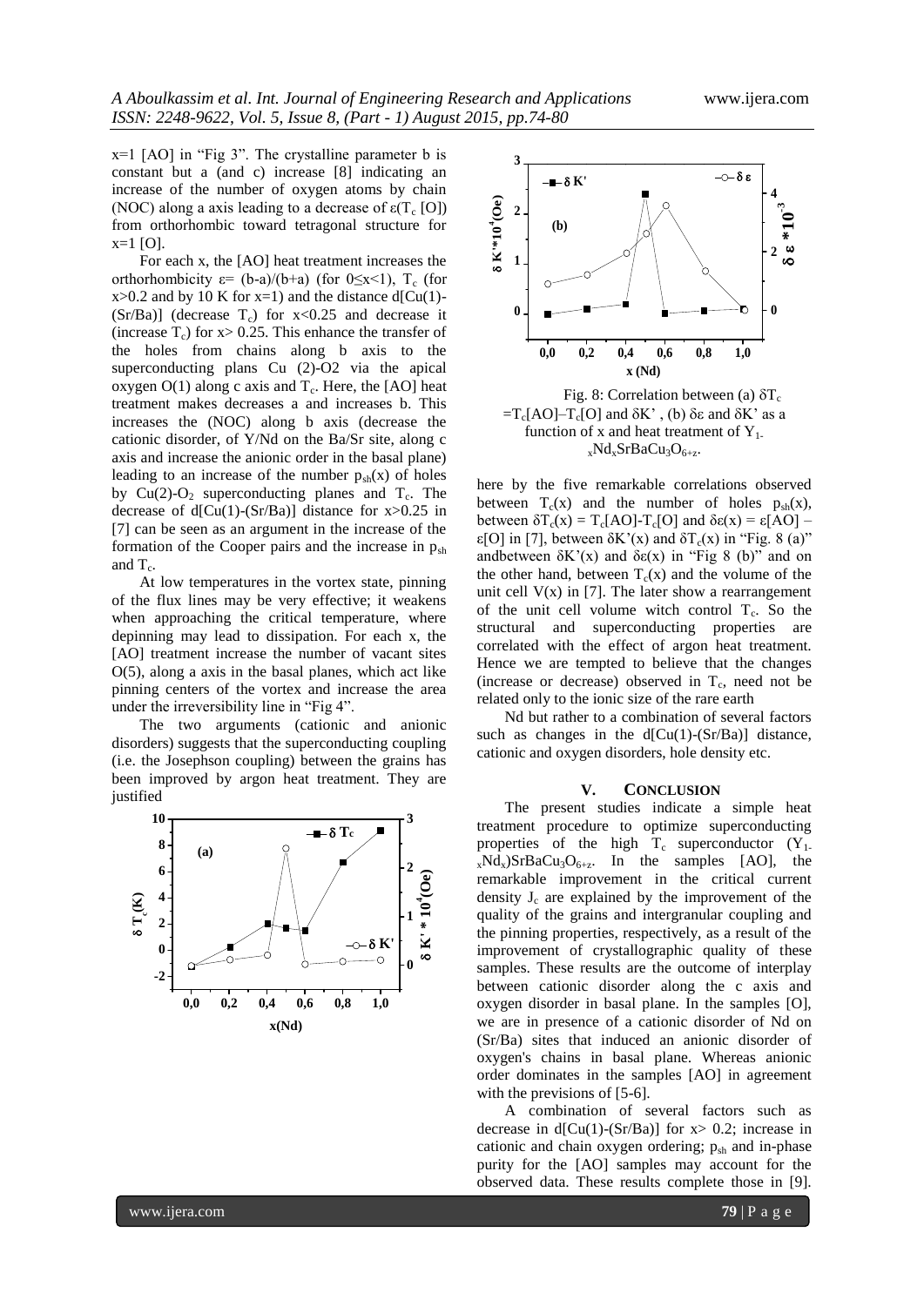x=1 [AO] in "Fig 3". The crystalline parameter b is constant but a (and c) increase [8] indicating an increase of the number of oxygen atoms by chain (NOC) along a axis leading to a decrease of $\varepsilon(T_c [O])$ from orthorhombic toward tetragonal structure for x=1 [O].

For each x, the [AO] heat treatment increases the orthorhombicity $\varepsilon = (b-a)/(b+a)$ (for $0 \leq x < 1$), $T_c$ (for x>0.2 and by 10 K for x=1) and the distance d[Cu(1)-(Sr/Ba)] (decrease $T_c$) for x<0.25 and decrease it (increase $T_c$) for x> 0.25. This enhance the transfer of the holes from chains along b axis to the superconducting plans Cu (2)-O2 via the apical oxygen O(1) along c axis and $T_c$. Here, the [AO] heat treatment makes decreases a and increases b. This increases the (NOC) along b axis (decrease the cationic disorder, of Y/Nd on the Ba/Sr site, along c axis and increase the anionic order in the basal plane) leading to an increase of the number $p_{sh}(x)$ of holes by $Cu(2)$-$O_2$ superconducting planes and $T_c$. The decrease of d[Cu(1)-(Sr/Ba)] distance for x>0.25 in [7] can be seen as an argument in the increase of the formation of the Cooper pairs and the increase in $p_{sh}$ and $T_c$.

At low temperatures in the vortex state, pinning of the flux lines may be very effective; it weakens when approaching the critical temperature, where depinning may lead to dissipation. For each x, the [AO] treatment increase the number of vacant sites O(5), along a axis in the basal planes, which act like pinning centers of the vortex and increase the area under the irreversibility line in "Fig 4".

The two arguments (cationic and anionic disorders) suggests that the superconducting coupling (i.e. the Josephson coupling) between the grains has been improved by argon heat treatment. They are justified here by the five remarkable correlations observed between $T_c(x)$ and the number of holes $p_{sh}(x)$, between $\delta T_c(x) = T_c[AO]-T_c[O]$ and $\delta\varepsilon(x) = \varepsilon[AO] - \varepsilon[O]$ in [7], between $\delta K'(x)$ and $\delta T_c(x)$ in "Fig. 8 (a)" andbetween $\delta K'(x)$ and $\delta\varepsilon(x)$ in "Fig 8 (b)" and on the other hand, between $T_c(x)$ and the volume of the unit cell V(x) in [7]. The later show a rearrangement of the unit cell volume witch control $T_c$. So the structural and superconducting properties are correlated with the effect of argon heat treatment. Hence we are tempted to believe that the changes (increase or decrease) observed in $T_c$, need not be related only to the ionic size of the rare earth

Nd but rather to a combination of several factors such as changes in the d[Cu(1)-(Sr/Ba)] distance, cationic and oxygen disorders, hole density etc.

Fig. 8: Correlation between (a) $\delta T_c = T_c[AO]-T_c[O]$ and $\delta K'$ , (b) $\delta\varepsilon$ and $\delta K'$ as a function of x and heat treatment of $Y_{1-x}Nd_xSrBaCu_3O_{6+z}$.

## V. CONCLUSION

The present studies indicate a simple heat treatment procedure to optimize superconducting properties of the high $T_c$ superconductor $(Y_{1-x}Nd_x)SrBaCu_3O_{6+z}$. In the samples [AO], the remarkable improvement in the critical current density $J_c$ are explained by the improvement of the quality of the grains and intergranular coupling and the pinning properties, respectively, as a result of the improvement of crystallographic quality of these samples. These results are the outcome of interplay between cationic disorder along the c axis and oxygen disorder in basal plane. In the samples [O], we are in presence of a cationic disorder of Nd on (Sr/Ba) sites that induced an anionic disorder of oxygen's chains in basal plane. Whereas anionic order dominates in the samples [AO] in agreement with the previsions of [5-6].

A combination of several factors such as decrease in d[Cu(1)-(Sr/Ba)] for x> 0.2; increase in cationic and chain oxygen ordering; $p_{sh}$ and in-phase purity for the [AO] samples may account for the observed data. These results complete those in [9].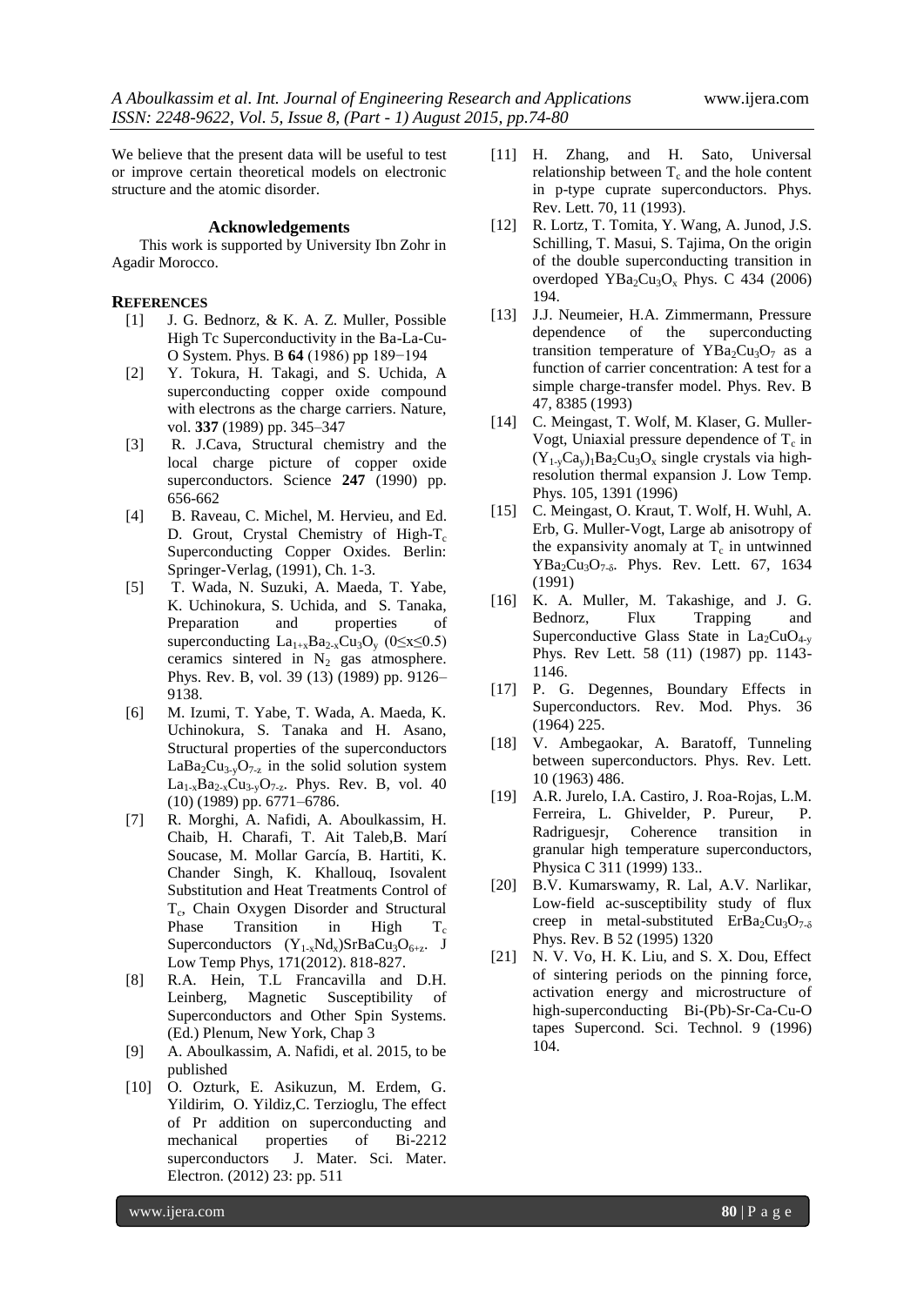We believe that the present data will be useful to test or improve certain theoretical models on electronic structure and the atomic disorder.

## Acknowledgements

This work is supported by University Ibn Zohr in Agadir Morocco.

## REFERENCES

[1] J. G. Bednorz, & K. A. Z. Muller, Possible High Tc Superconductivity in the Ba-La-Cu-O System. Phys. B **64** (1986) pp 189−194

[2] Y. Tokura, H. Takagi, and S. Uchida, A superconducting copper oxide compound with electrons as the charge carriers. Nature, vol. **337** (1989) pp. 345–347

[3] R. J.Cava, Structural chemistry and the local charge picture of copper oxide superconductors. Science **247** (1990) pp. 656-662

[4] B. Raveau, C. Michel, M. Hervieu, and Ed. D. Grout, Crystal Chemistry of High-$T_c$ Superconducting Copper Oxides. Berlin: Springer-Verlag, (1991), Ch. 1-3.

[5] T. Wada, N. Suzuki, A. Maeda, T. Yabe, K. Uchinokura, S. Uchida, and S. Tanaka, Preparation and properties of superconducting $La_{1+x}Ba_{2-x}Cu_3O_y$ ($0 \le x \le 0.5$) ceramics sintered in $N_2$ gas atmosphere. Phys. Rev. B, vol. 39 (13) (1989) pp. 9126–9138.

[6] M. Izumi, T. Yabe, T. Wada, A. Maeda, K. Uchinokura, S. Tanaka and H. Asano, Structural properties of the superconductors $LaBa_2Cu_{3-y}O_{7-z}$ in the solid solution system $La_{1-x}Ba_{2-x}Cu_{3-y}O_{7-z}$. Phys. Rev. B, vol. 40 (10) (1989) pp. 6771–6786.

[7] R. Morghi, A. Nafidi, A. Aboulkassim, H. Chaib, H. Charafi, T. Ait Taleb,B. Marí Soucase, M. Mollar García, B. Hartiti, K. Chander Singh, K. Khallouq, Isovalent Substitution and Heat Treatments Control of $T_c$, Chain Oxygen Disorder and Structural Phase Transition in High $T_c$ Superconductors $(Y_{1-x}Nd_x)SrBaCu_3O_{6+z}$. J Low Temp Phys, 171(2012). 818-827.

[8] R.A. Hein, T.L Francavilla and D.H. Leinberg, Magnetic Susceptibility of Superconductors and Other Spin Systems. (Ed.) Plenum, New York, Chap 3

[9] A. Aboulkassim, A. Nafidi, et al. 2015, to be published

[10] O. Ozturk, E. Asikuzun, M. Erdem, G. Yildirim, O. Yildiz,C. Terzioglu, The effect of Pr addition on superconducting and mechanical properties of Bi-2212 superconductors J. Mater. Sci. Mater. Electron. (2012) 23: pp. 511

[11] H. Zhang, and H. Sato, Universal relationship between $T_c$ and the hole content in p-type cuprate superconductors. Phys. Rev. Lett. 70, 11 (1993).

[12] R. Lortz, T. Tomita, Y. Wang, A. Junod, J.S. Schilling, T. Masui, S. Tajima, On the origin of the double superconducting transition in overdoped $YBa_2Cu_3O_x$ Phys. C 434 (2006) 194.

[13] J.J. Neumeier, H.A. Zimmermann, Pressure dependence of the superconducting transition temperature of $YBa_2Cu_3O_7$ as a function of carrier concentration: A test for a simple charge-transfer model. Phys. Rev. B 47, 8385 (1993)

[14] C. Meingast, T. Wolf, M. Klaser, G. Muller-Vogt, Uniaxial pressure dependence of $T_c$ in $(Y_{1-y}Ca_y)_1Ba_2Cu_3O_x$ single crystals via high-resolution thermal expansion J. Low Temp. Phys. 105, 1391 (1996)

[15] C. Meingast, O. Kraut, T. Wolf, H. Wuhl, A. Erb, G. Muller-Vogt, Large ab anisotropy of the expansivity anomaly at $T_c$ in untwinned $YBa_2Cu_3O_{7-\delta}$. Phys. Rev. Lett. 67, 1634 (1991)

[16] K. A. Muller, M. Takashige, and J. G. Bednorz, Flux Trapping and Superconductive Glass State in $La_2CuO_{4-y}$ Phys. Rev Lett. 58 (11) (1987) pp. 1143-1146.

[17] P. G. Degennes, Boundary Effects in Superconductors. Rev. Mod. Phys. 36 (1964) 225.

[18] V. Ambegaokar, A. Baratoff, Tunneling between superconductors. Phys. Rev. Lett. 10 (1963) 486.

[19] A.R. Jurelo, I.A. Castiro, J. Roa-Rojas, L.M. Ferreira, L. Ghivelder, P. Pureur, P. Radriguesjr, Coherence transition in granular high temperature superconductors, Physica C 311 (1999) 133..

[20] B.V. Kumarswamy, R. Lal, A.V. Narlikar, Low-field ac-susceptibility study of flux creep in metal-substituted $ErBa_2Cu_3O_{7-\delta}$ Phys. Rev. B 52 (1995) 1320

[21] N. V. Vo, H. K. Liu, and S. X. Dou, Effect of sintering periods on the pinning force, activation energy and microstructure of high-superconducting Bi-(Pb)-Sr-Ca-Cu-O tapes Supercond. Sci. Technol. 9 (1996) 104.